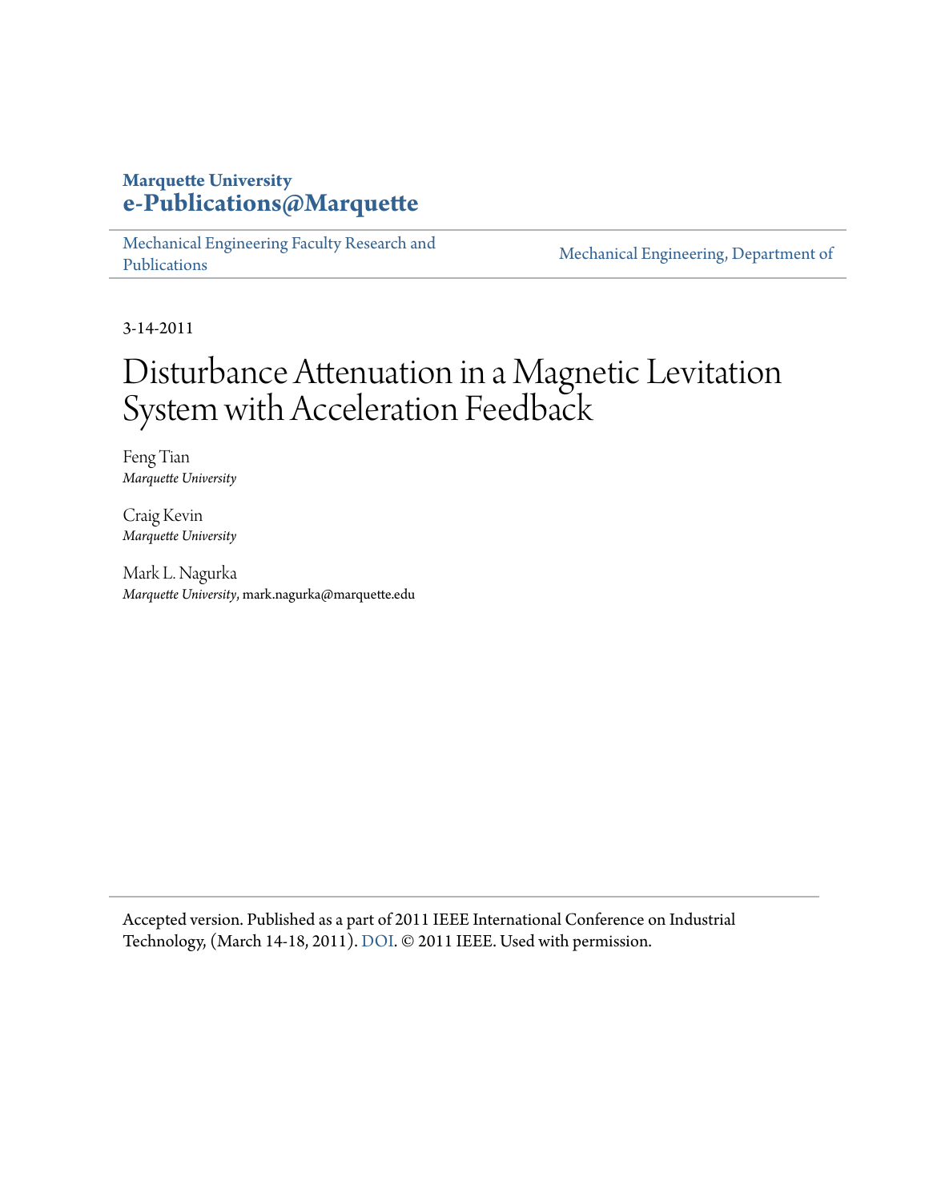**Marquette University**
**e-Publications@Marquette**

Mechanical Engineering Faculty Research and Publications | Mechanical Engineering, Department of

3-14-2011

# Disturbance Attenuation in a Magnetic Levitation System with Acceleration Feedback

Feng Tian
*Marquette University*

Craig Kevin
*Marquette University*

Mark L. Nagurka
*Marquette University*, mark.nagurka@marquette.edu

Accepted version. Published as a part of 2011 IEEE International Conference on Industrial Technology, (March 14-18, 2011). DOI. © 2011 IEEE. Used with permission.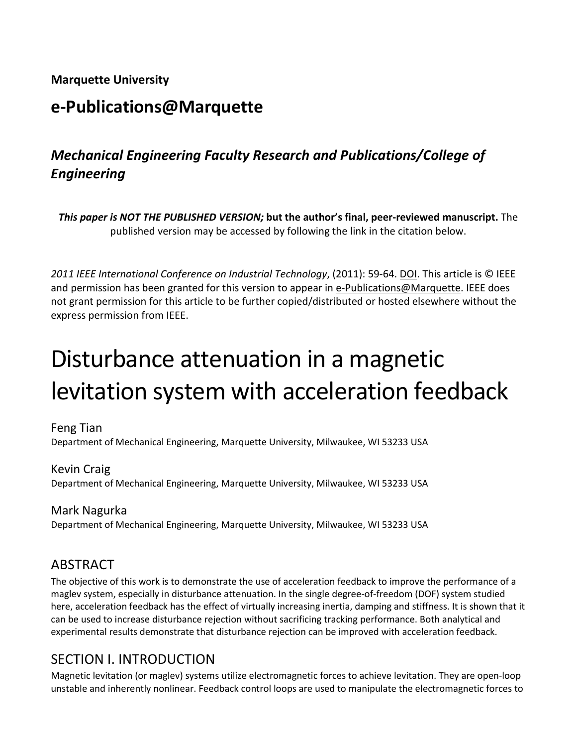**Marquette University**

## e-Publications@Marquette

### *Mechanical Engineering Faculty Research and Publications/College of Engineering*

***This paper is NOT THE PUBLISHED VERSION;* but the author's final, peer-reviewed manuscript.** The published version may be accessed by following the link in the citation below.

*2011 IEEE International Conference on Industrial Technology*, (2011): 59-64. DOI. This article is © IEEE and permission has been granted for this version to appear in e-Publications@Marquette. IEEE does not grant permission for this article to be further copied/distributed or hosted elsewhere without the express permission from IEEE.

# Disturbance attenuation in a magnetic levitation system with acceleration feedback

Feng Tian
Department of Mechanical Engineering, Marquette University, Milwaukee, WI 53233 USA

Kevin Craig
Department of Mechanical Engineering, Marquette University, Milwaukee, WI 53233 USA

Mark Nagurka
Department of Mechanical Engineering, Marquette University, Milwaukee, WI 53233 USA

## ABSTRACT

The objective of this work is to demonstrate the use of acceleration feedback to improve the performance of a maglev system, especially in disturbance attenuation. In the single degree-of-freedom (DOF) system studied here, acceleration feedback has the effect of virtually increasing inertia, damping and stiffness. It is shown that it can be used to increase disturbance rejection without sacrificing tracking performance. Both analytical and experimental results demonstrate that disturbance rejection can be improved with acceleration feedback.

## SECTION I. INTRODUCTION

Magnetic levitation (or maglev) systems utilize electromagnetic forces to achieve levitation. They are open-loop unstable and inherently nonlinear. Feedback control loops are used to manipulate the electromagnetic forces to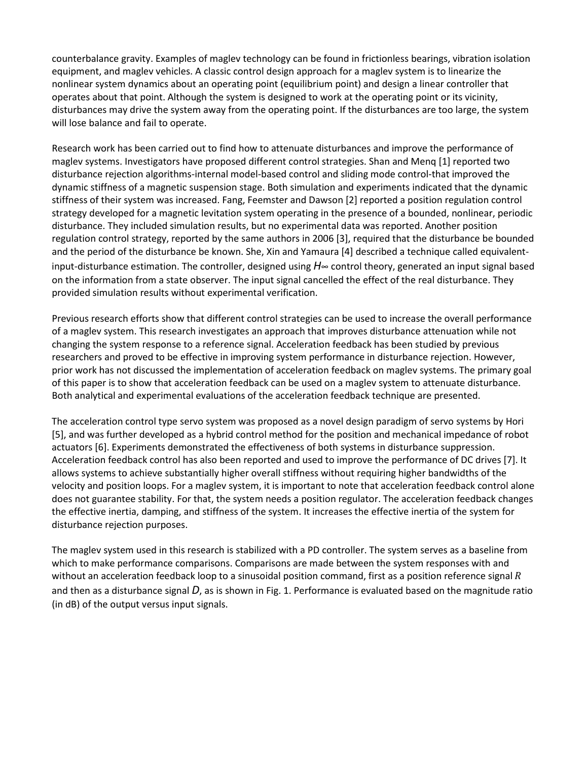counterbalance gravity. Examples of maglev technology can be found in frictionless bearings, vibration isolation equipment, and maglev vehicles. A classic control design approach for a maglev system is to linearize the nonlinear system dynamics about an operating point (equilibrium point) and design a linear controller that operates about that point. Although the system is designed to work at the operating point or its vicinity, disturbances may drive the system away from the operating point. If the disturbances are too large, the system will lose balance and fail to operate.

Research work has been carried out to find how to attenuate disturbances and improve the performance of maglev systems. Investigators have proposed different control strategies. Shan and Menq [1] reported two disturbance rejection algorithms-internal model-based control and sliding mode control-that improved the dynamic stiffness of a magnetic suspension stage. Both simulation and experiments indicated that the dynamic stiffness of their system was increased. Fang, Feemster and Dawson [2] reported a position regulation control strategy developed for a magnetic levitation system operating in the presence of a bounded, nonlinear, periodic disturbance. They included simulation results, but no experimental data was reported. Another position regulation control strategy, reported by the same authors in 2006 [3], required that the disturbance be bounded and the period of the disturbance be known. She, Xin and Yamaura [4] described a technique called equivalent-input-disturbance estimation. The controller, designed using $H_\infty$ control theory, generated an input signal based on the information from a state observer. The input signal cancelled the effect of the real disturbance. They provided simulation results without experimental verification.

Previous research efforts show that different control strategies can be used to increase the overall performance of a maglev system. This research investigates an approach that improves disturbance attenuation while not changing the system response to a reference signal. Acceleration feedback has been studied by previous researchers and proved to be effective in improving system performance in disturbance rejection. However, prior work has not discussed the implementation of acceleration feedback on maglev systems. The primary goal of this paper is to show that acceleration feedback can be used on a maglev system to attenuate disturbance. Both analytical and experimental evaluations of the acceleration feedback technique are presented.

The acceleration control type servo system was proposed as a novel design paradigm of servo systems by Hori [5], and was further developed as a hybrid control method for the position and mechanical impedance of robot actuators [6]. Experiments demonstrated the effectiveness of both systems in disturbance suppression. Acceleration feedback control has also been reported and used to improve the performance of DC drives [7]. It allows systems to achieve substantially higher overall stiffness without requiring higher bandwidths of the velocity and position loops. For a maglev system, it is important to note that acceleration feedback control alone does not guarantee stability. For that, the system needs a position regulator. The acceleration feedback changes the effective inertia, damping, and stiffness of the system. It increases the effective inertia of the system for disturbance rejection purposes.

The maglev system used in this research is stabilized with a PD controller. The system serves as a baseline from which to make performance comparisons. Comparisons are made between the system responses with and without an acceleration feedback loop to a sinusoidal position command, first as a position reference signal $R$ and then as a disturbance signal $D$, as is shown in Fig. 1. Performance is evaluated based on the magnitude ratio (in dB) of the output versus input signals.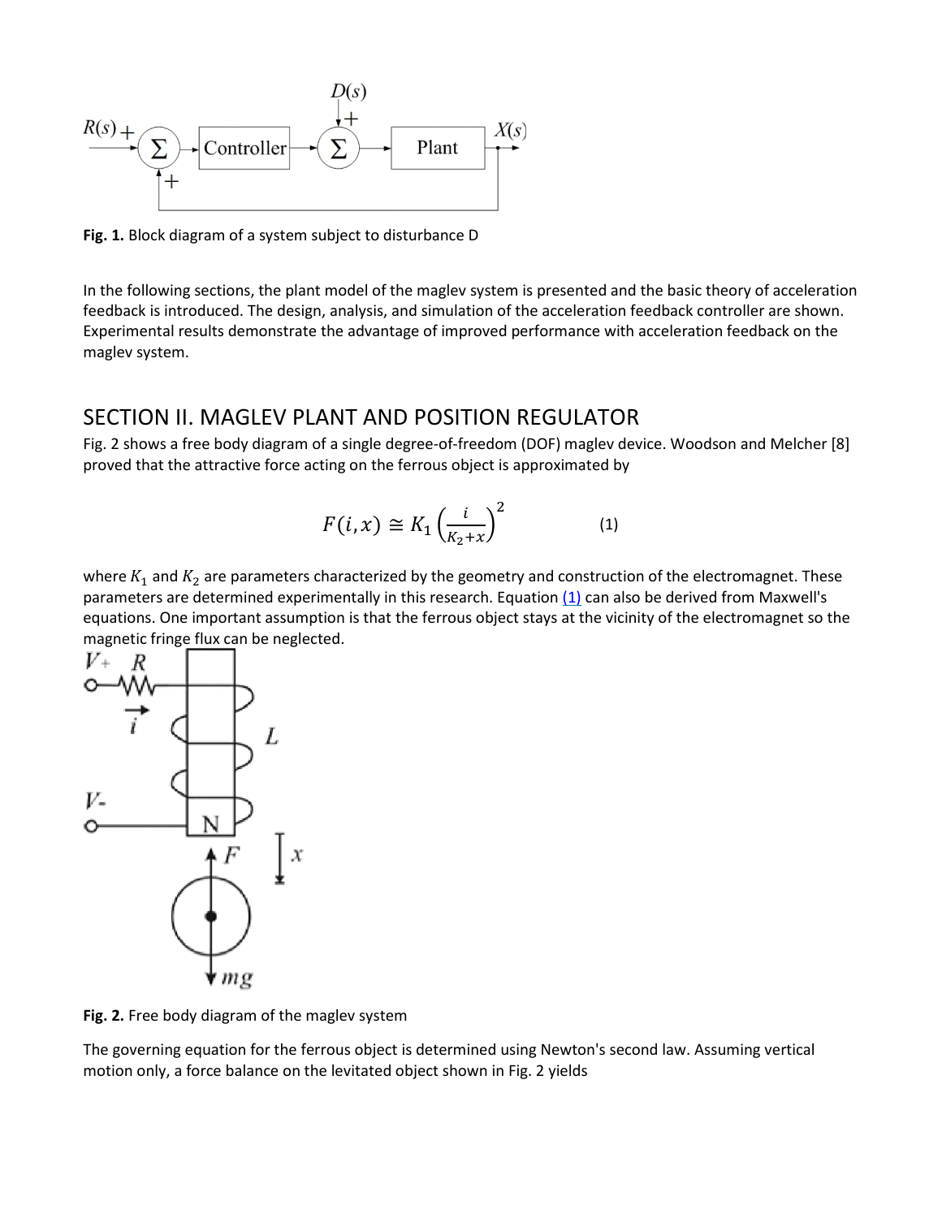Fig. 1. Block diagram of a system subject to disturbance D

In the following sections, the plant model of the maglev system is presented and the basic theory of acceleration feedback is introduced. The design, analysis, and simulation of the acceleration feedback controller are shown. Experimental results demonstrate the advantage of improved performance with acceleration feedback on the maglev system.

## SECTION II. MAGLEV PLANT AND POSITION REGULATOR

Fig. 2 shows a free body diagram of a single degree-of-freedom (DOF) maglev device. Woodson and Melcher [8] proved that the attractive force acting on the ferrous object is approximated by

$$F(i,x) \cong K_1 \left(\frac{i}{K_2+x}\right)^2 \qquad (1)$$

where $K_1$ and $K_2$ are parameters characterized by the geometry and construction of the electromagnet. These parameters are determined experimentally in this research. Equation (1) can also be derived from Maxwell's equations. One important assumption is that the ferrous object stays at the vicinity of the electromagnet so the magnetic fringe flux can be neglected.

Fig. 2. Free body diagram of the maglev system

The governing equation for the ferrous object is determined using Newton's second law. Assuming vertical motion only, a force balance on the levitated object shown in Fig. 2 yields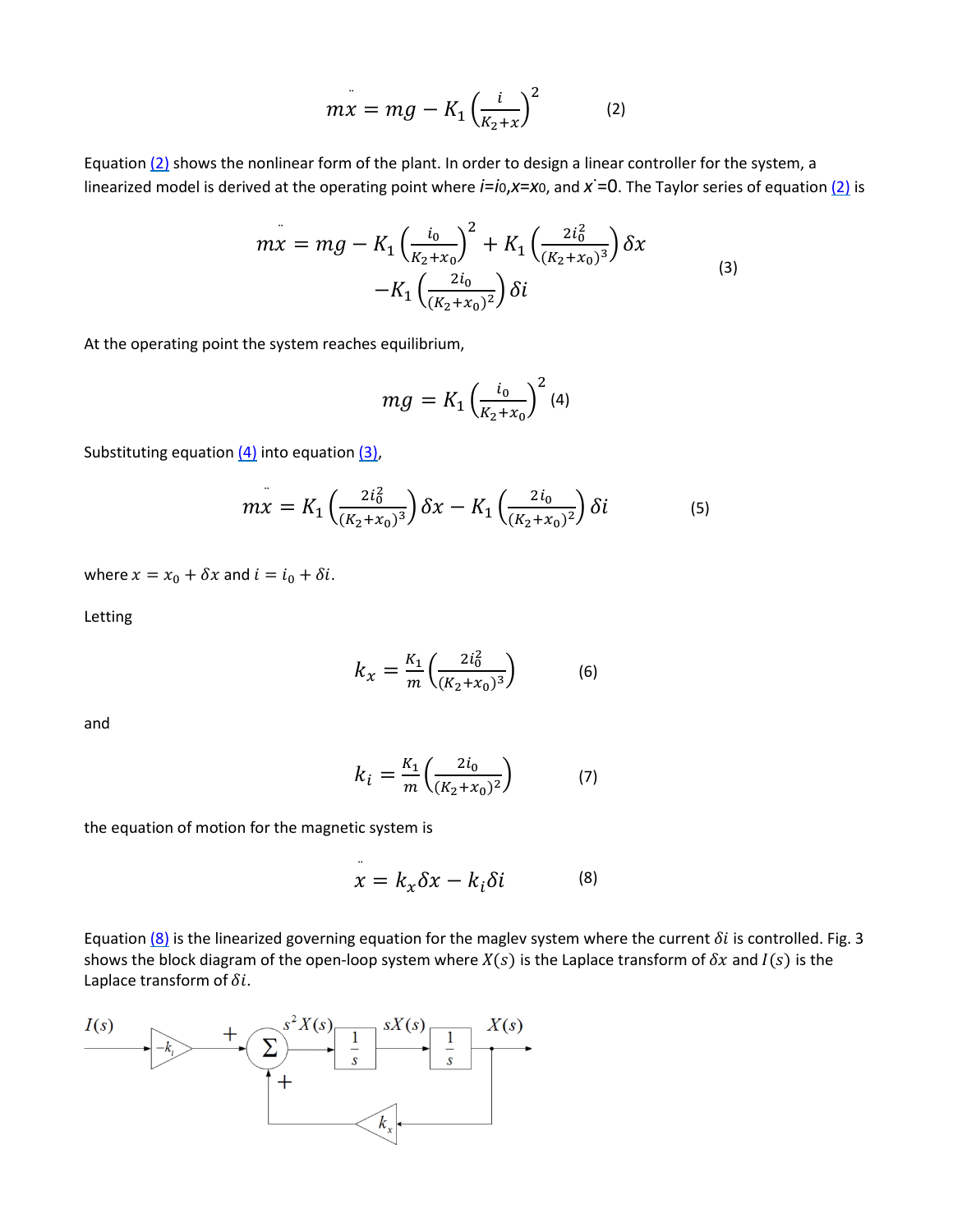$$m\ddot{x} = mg - K_1\left(\frac{i}{K_2+x}\right)^2 \tag{2}$$

Equation (2) shows the nonlinear form of the plant. In order to design a linear controller for the system, a linearized model is derived at the operating point where $i=i_0$, $x=x_0$, and $\dot{x}=0$. The Taylor series of equation (2) is

$$m\ddot{x} = mg - K_1\left(\frac{i_0}{K_2+x_0}\right)^2 + K_1\left(\frac{2i_0^2}{(K_2+x_0)^3}\right)\delta x - K_1\left(\frac{2i_0}{(K_2+x_0)^2}\right)\delta i \tag{3}$$

At the operating point the system reaches equilibrium,

$$mg = K_1\left(\frac{i_0}{K_2+x_0}\right)^2 \tag{4}$$

Substituting equation (4) into equation (3),

$$m\ddot{x} = K_1\left(\frac{2i_0^2}{(K_2+x_0)^3}\right)\delta x - K_1\left(\frac{2i_0}{(K_2+x_0)^2}\right)\delta i \tag{5}$$

where $x = x_0 + \delta x$ and $i = i_0 + \delta i$.

Letting

$$k_x = \frac{K_1}{m}\left(\frac{2i_0^2}{(K_2+x_0)^3}\right) \tag{6}$$

and

$$k_i = \frac{K_1}{m}\left(\frac{2i_0}{(K_2+x_0)^2}\right) \tag{7}$$

the equation of motion for the magnetic system is

$$\ddot{x} = k_x\delta x - k_i\delta i \tag{8}$$

Equation (8) is the linearized governing equation for the maglev system where the current $\delta i$ is controlled. Fig. 3 shows the block diagram of the open-loop system where $X(s)$ is the Laplace transform of $\delta x$ and $I(s)$ is the Laplace transform of $\delta i$.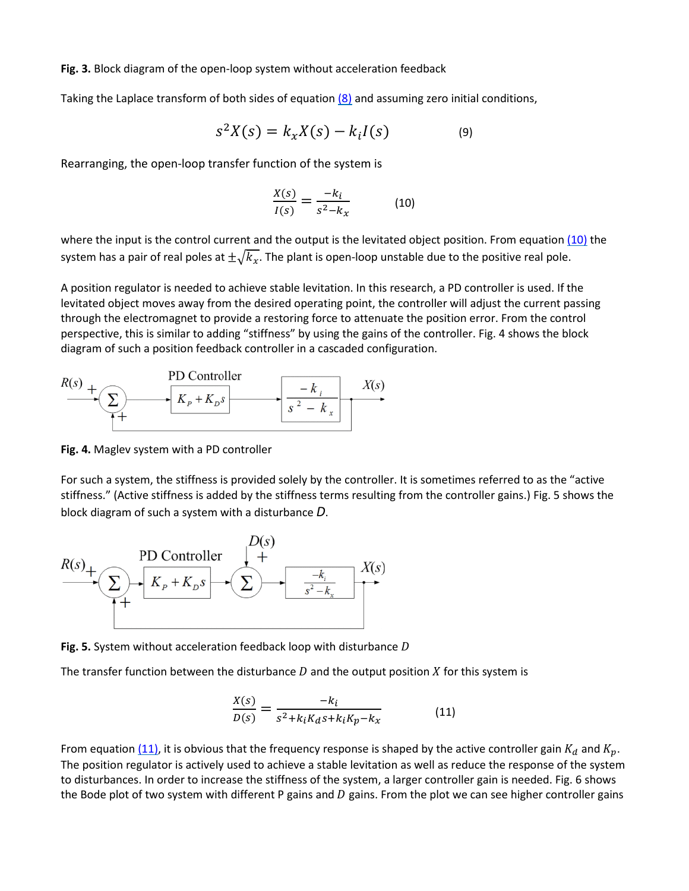**Fig. 3.** Block diagram of the open-loop system without acceleration feedback

Taking the Laplace transform of both sides of equation (8) and assuming zero initial conditions,

$$s^2X(s) = k_xX(s) - k_iI(s) \qquad (9)$$

Rearranging, the open-loop transfer function of the system is

$$\frac{X(s)}{I(s)} = \frac{-k_i}{s^2 - k_x} \qquad (10)$$

where the input is the control current and the output is the levitated object position. From equation (10) the system has a pair of real poles at $\pm\sqrt{k_x}$. The plant is open-loop unstable due to the positive real pole.

A position regulator is needed to achieve stable levitation. In this research, a PD controller is used. If the levitated object moves away from the desired operating point, the controller will adjust the current passing through the electromagnet to provide a restoring force to attenuate the position error. From the control perspective, this is similar to adding "stiffness" by using the gains of the controller. Fig. 4 shows the block diagram of such a position feedback controller in a cascaded configuration.

**Fig. 4.** Maglev system with a PD controller

For such a system, the stiffness is provided solely by the controller. It is sometimes referred to as the "active stiffness." (Active stiffness is added by the stiffness terms resulting from the controller gains.) Fig. 5 shows the block diagram of such a system with a disturbance $D$.

**Fig. 5.** System without acceleration feedback loop with disturbance $D$

The transfer function between the disturbance $D$ and the output position $X$ for this system is

$$\frac{X(s)}{D(s)} = \frac{-k_i}{s^2 + k_iK_ds + k_iK_p - k_x} \qquad (11)$$

From equation (11), it is obvious that the frequency response is shaped by the active controller gain $K_d$ and $K_p$. The position regulator is actively used to achieve a stable levitation as well as reduce the response of the system to disturbances. In order to increase the stiffness of the system, a larger controller gain is needed. Fig. 6 shows the Bode plot of two system with different P gains and $D$ gains. From the plot we can see higher controller gains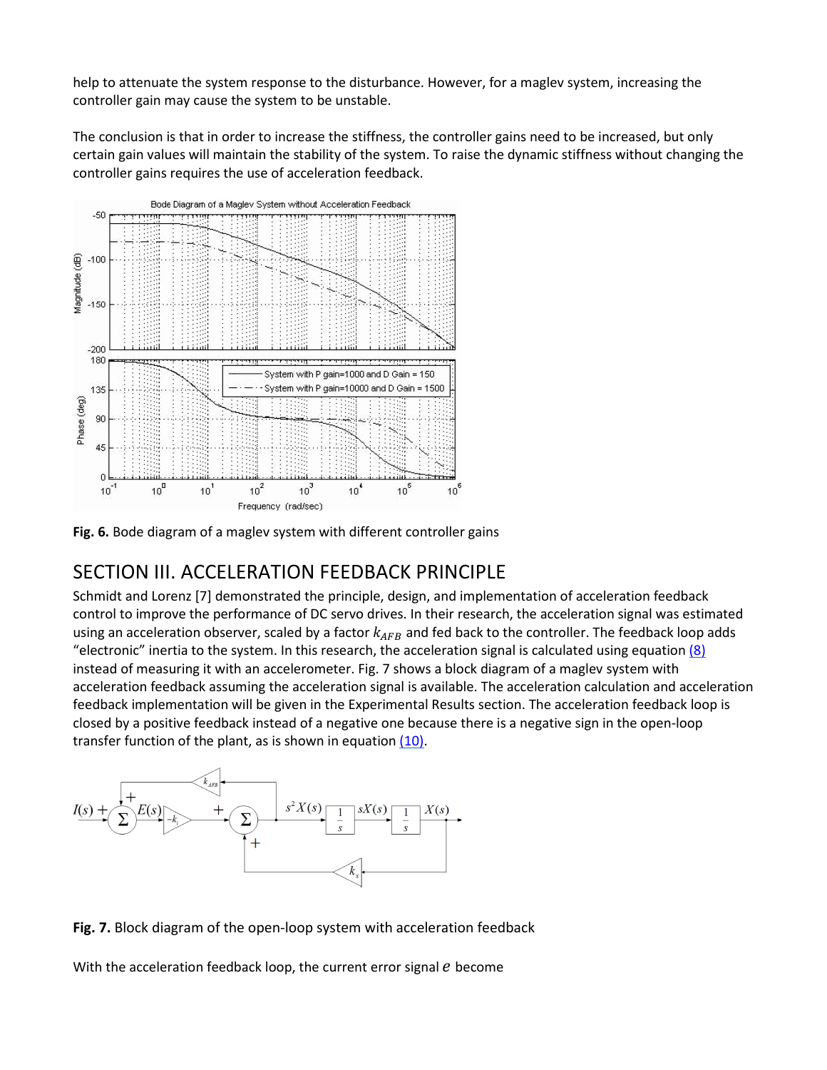help to attenuate the system response to the disturbance. However, for a maglev system, increasing the controller gain may cause the system to be unstable.

The conclusion is that in order to increase the stiffness, the controller gains need to be increased, but only certain gain values will maintain the stability of the system. To raise the dynamic stiffness without changing the controller gains requires the use of acceleration feedback.

**Fig. 6.** Bode diagram of a maglev system with different controller gains

## SECTION III. ACCELERATION FEEDBACK PRINCIPLE

Schmidt and Lorenz [7] demonstrated the principle, design, and implementation of acceleration feedback control to improve the performance of DC servo drives. In their research, the acceleration signal was estimated using an acceleration observer, scaled by a factor $k_{AFB}$ and fed back to the controller. The feedback loop adds "electronic" inertia to the system. In this research, the acceleration signal is calculated using equation (8) instead of measuring it with an accelerometer. Fig. 7 shows a block diagram of a maglev system with acceleration feedback assuming the acceleration signal is available. The acceleration calculation and acceleration feedback implementation will be given in the Experimental Results section. The acceleration feedback loop is closed by a positive feedback instead of a negative one because there is a negative sign in the open-loop transfer function of the plant, as is shown in equation (10).

**Fig. 7.** Block diagram of the open-loop system with acceleration feedback

With the acceleration feedback loop, the current error signal $e$ become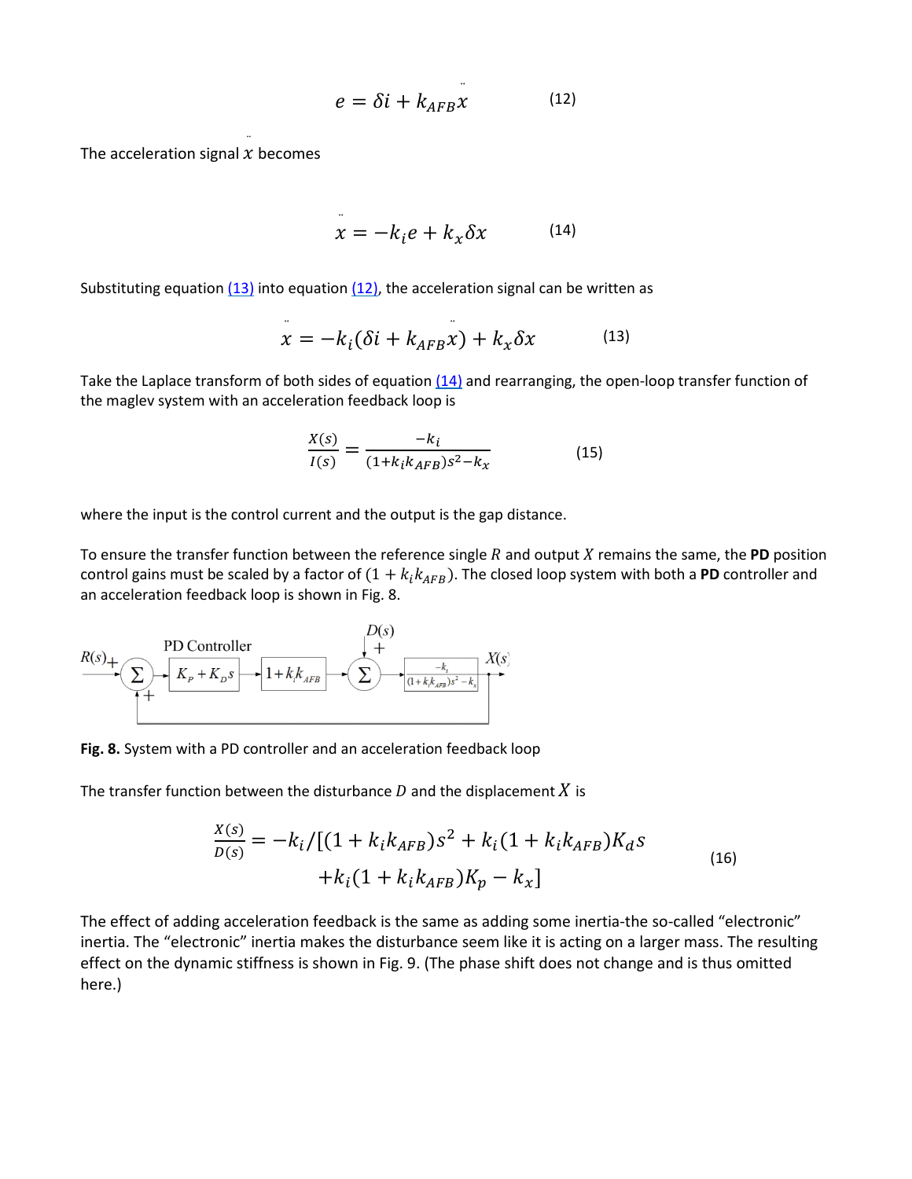$$e = \delta i + k_{AFB}\ddot{x} \qquad (12)$$

The acceleration signal $\ddot{x}$ becomes

$$\ddot{x} = -k_i e + k_x \delta x \qquad (14)$$

Substituting equation (13) into equation (12), the acceleration signal can be written as

$$\ddot{x} = -k_i(\delta i + k_{AFB}\ddot{x}) + k_x \delta x \qquad (13)$$

Take the Laplace transform of both sides of equation (14) and rearranging, the open-loop transfer function of the maglev system with an acceleration feedback loop is

$$\frac{X(s)}{I(s)} = \frac{-k_i}{(1+k_i k_{AFB})s^2 - k_x} \qquad (15)$$

where the input is the control current and the output is the gap distance.

To ensure the transfer function between the reference single $R$ and output $X$ remains the same, the **PD** position control gains must be scaled by a factor of $(1 + k_i k_{AFB})$. The closed loop system with both a **PD** controller and an acceleration feedback loop is shown in Fig. 8.

**Fig. 8.** System with a PD controller and an acceleration feedback loop

The transfer function between the disturbance $D$ and the displacement $X$ is

$$\frac{X(s)}{D(s)} = -k_i/[(1 + k_i k_{AFB})s^2 + k_i(1 + k_i k_{AFB})K_d s + k_i(1 + k_i k_{AFB})K_p - k_x] \qquad (16)$$

The effect of adding acceleration feedback is the same as adding some inertia-the so-called "electronic" inertia. The "electronic" inertia makes the disturbance seem like it is acting on a larger mass. The resulting effect on the dynamic stiffness is shown in Fig. 9. (The phase shift does not change and is thus omitted here.)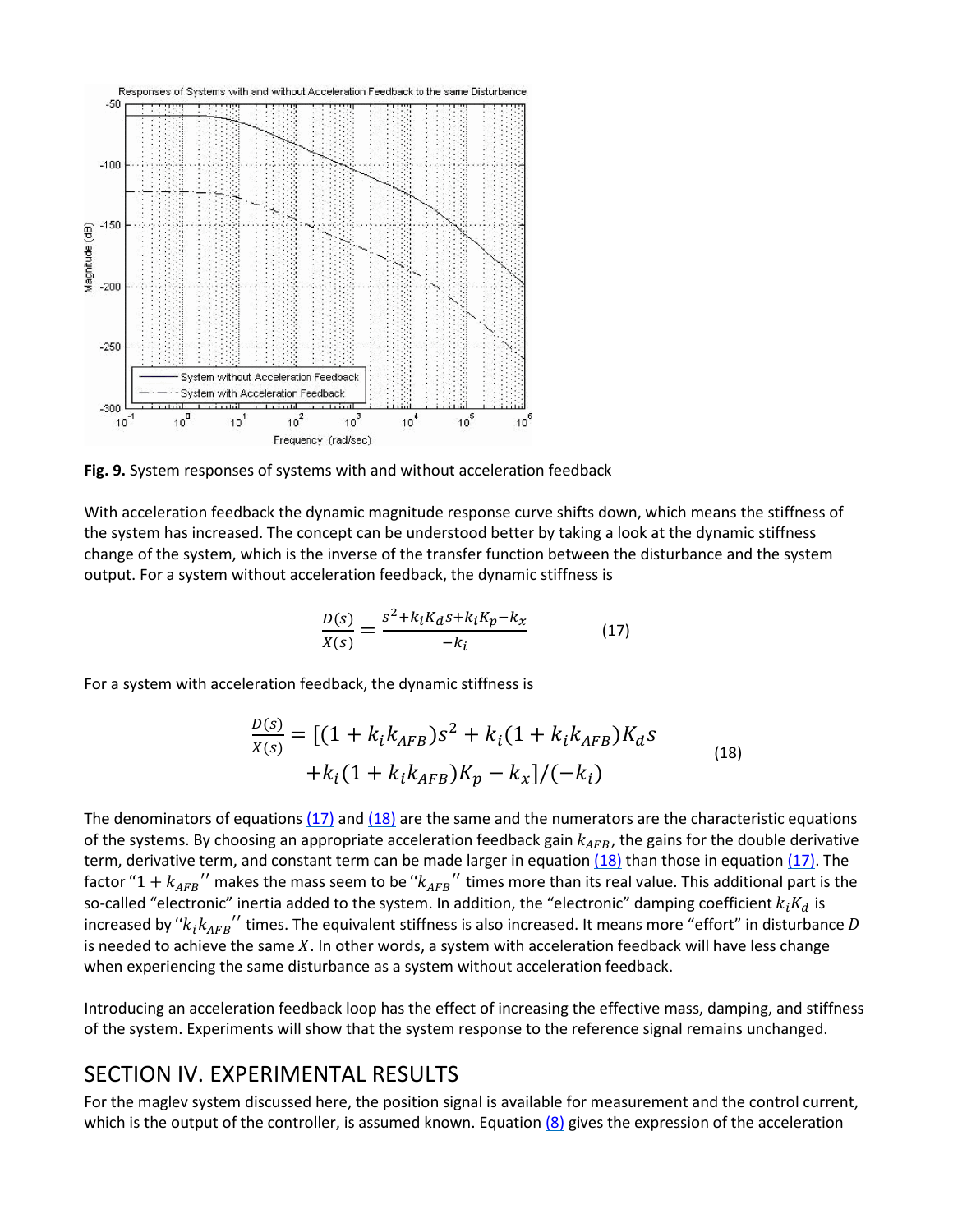**Fig. 9.** System responses of systems with and without acceleration feedback

With acceleration feedback the dynamic magnitude response curve shifts down, which means the stiffness of the system has increased. The concept can be understood better by taking a look at the dynamic stiffness change of the system, which is the inverse of the transfer function between the disturbance and the system output. For a system without acceleration feedback, the dynamic stiffness is

$$\frac{D(s)}{X(s)} = \frac{s^2 + k_i K_d s + k_i K_p - k_x}{-k_i} \tag{17}$$

For a system with acceleration feedback, the dynamic stiffness is

$$\begin{aligned}\frac{D(s)}{X(s)} = [(1 + k_i k_{AFB})s^2 + k_i(1 + k_i k_{AFB})K_d s \\ + k_i(1 + k_i k_{AFB})K_p - k_x]/(-k_i)\end{aligned} \tag{18}$$

The denominators of equations (17) and (18) are the same and the numerators are the characteristic equations of the systems. By choosing an appropriate acceleration feedback gain $k_{AFB}$, the gains for the double derivative term, derivative term, and constant term can be made larger in equation (18) than those in equation (17). The factor "$1 + k_{AFB}$" makes the mass seem to be "$k_{AFB}$" times more than its real value. This additional part is the so-called "electronic" inertia added to the system. In addition, the "electronic" damping coefficient $k_i K_d$ is increased by "$k_i k_{AFB}$" times. The equivalent stiffness is also increased. It means more "effort" in disturbance $D$ is needed to achieve the same $X$. In other words, a system with acceleration feedback will have less change when experiencing the same disturbance as a system without acceleration feedback.

Introducing an acceleration feedback loop has the effect of increasing the effective mass, damping, and stiffness of the system. Experiments will show that the system response to the reference signal remains unchanged.

## SECTION IV. EXPERIMENTAL RESULTS

For the maglev system discussed here, the position signal is available for measurement and the control current, which is the output of the controller, is assumed known. Equation (8) gives the expression of the acceleration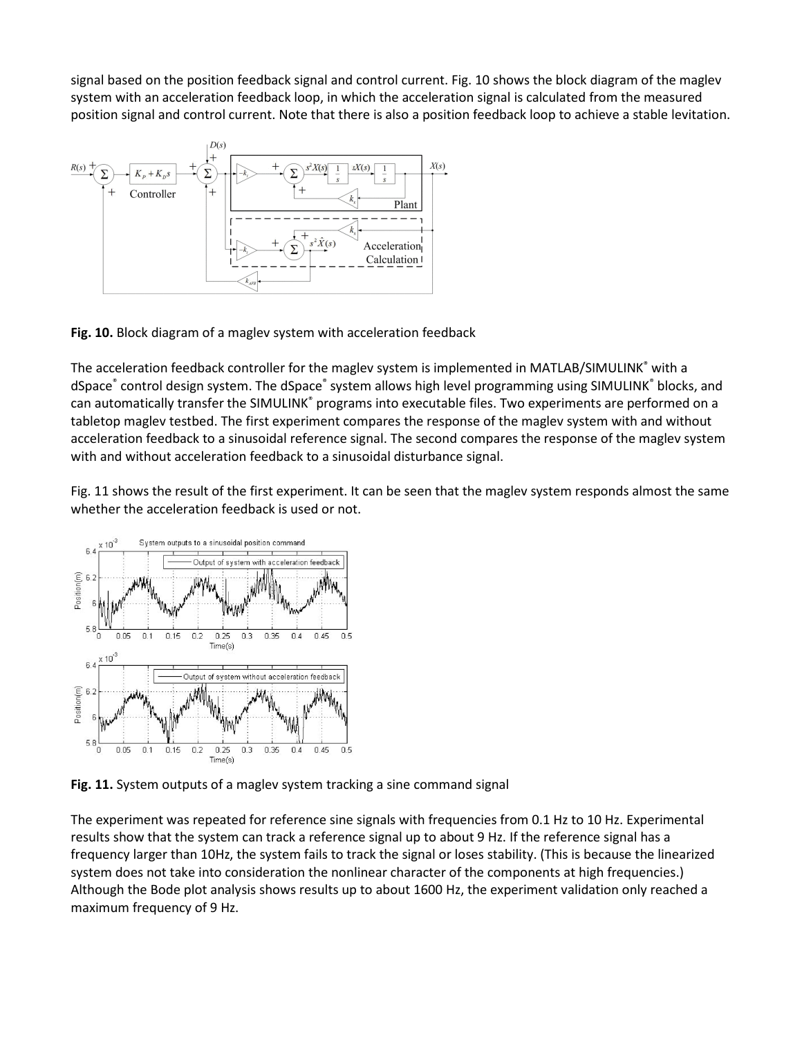signal based on the position feedback signal and control current. Fig. 10 shows the block diagram of the maglev system with an acceleration feedback loop, in which the acceleration signal is calculated from the measured position signal and control current. Note that there is also a position feedback loop to achieve a stable levitation.

**Fig. 10.** Block diagram of a maglev system with acceleration feedback

The acceleration feedback controller for the maglev system is implemented in MATLAB/SIMULINK® with a dSpace® control design system. The dSpace® system allows high level programming using SIMULINK® blocks, and can automatically transfer the SIMULINK® programs into executable files. Two experiments are performed on a tabletop maglev testbed. The first experiment compares the response of the maglev system with and without acceleration feedback to a sinusoidal reference signal. The second compares the response of the maglev system with and without acceleration feedback to a sinusoidal disturbance signal.

Fig. 11 shows the result of the first experiment. It can be seen that the maglev system responds almost the same whether the acceleration feedback is used or not.

**Fig. 11.** System outputs of a maglev system tracking a sine command signal

The experiment was repeated for reference sine signals with frequencies from 0.1 Hz to 10 Hz. Experimental results show that the system can track a reference signal up to about 9 Hz. If the reference signal has a frequency larger than 10Hz, the system fails to track the signal or loses stability. (This is because the linearized system does not take into consideration the nonlinear character of the components at high frequencies.) Although the Bode plot analysis shows results up to about 1600 Hz, the experiment validation only reached a maximum frequency of 9 Hz.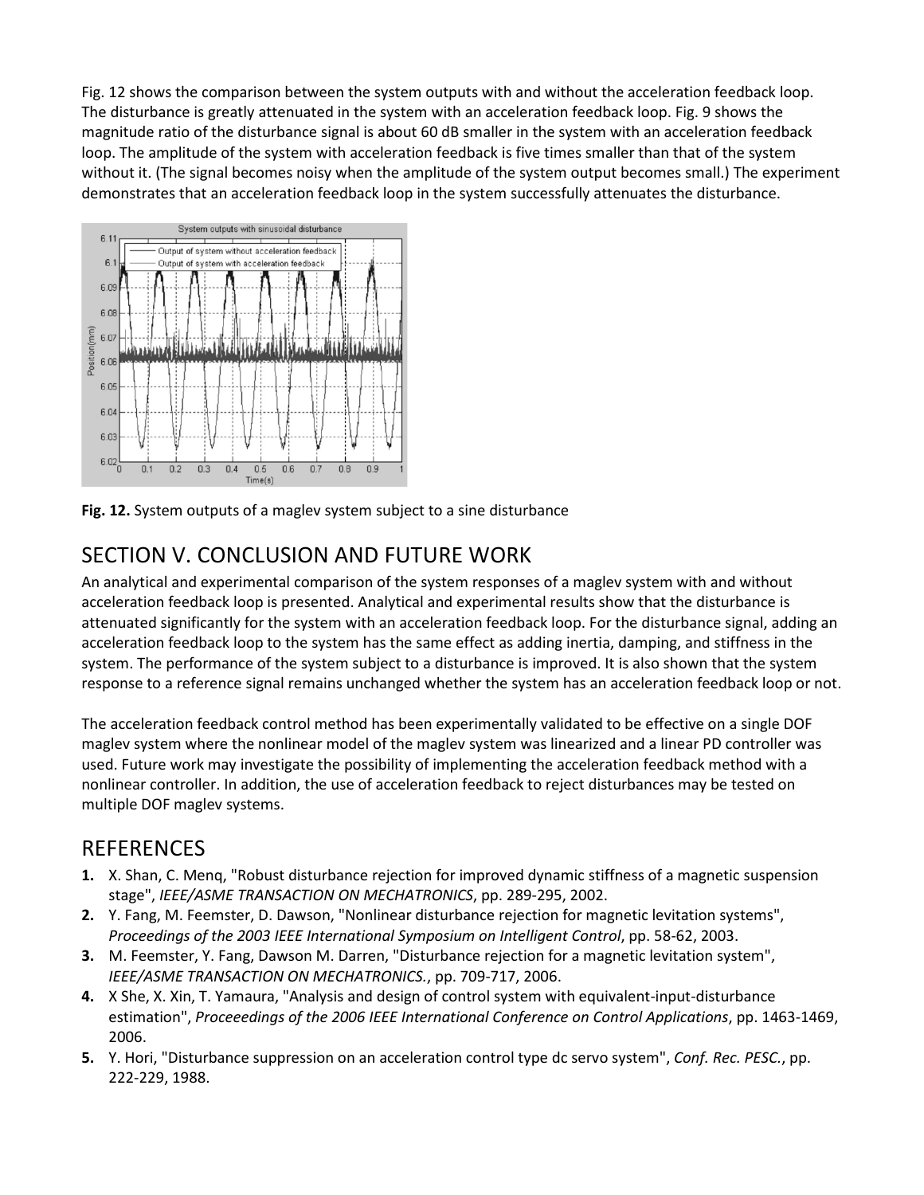Fig. 12 shows the comparison between the system outputs with and without the acceleration feedback loop. The disturbance is greatly attenuated in the system with an acceleration feedback loop. Fig. 9 shows the magnitude ratio of the disturbance signal is about 60 dB smaller in the system with an acceleration feedback loop. The amplitude of the system with acceleration feedback is five times smaller than that of the system without it. (The signal becomes noisy when the amplitude of the system output becomes small.) The experiment demonstrates that an acceleration feedback loop in the system successfully attenuates the disturbance.

**Fig. 12.** System outputs of a maglev system subject to a sine disturbance

## SECTION V. CONCLUSION AND FUTURE WORK

An analytical and experimental comparison of the system responses of a maglev system with and without acceleration feedback loop is presented. Analytical and experimental results show that the disturbance is attenuated significantly for the system with an acceleration feedback loop. For the disturbance signal, adding an acceleration feedback loop to the system has the same effect as adding inertia, damping, and stiffness in the system. The performance of the system subject to a disturbance is improved. It is also shown that the system response to a reference signal remains unchanged whether the system has an acceleration feedback loop or not.

The acceleration feedback control method has been experimentally validated to be effective on a single DOF maglev system where the nonlinear model of the maglev system was linearized and a linear PD controller was used. Future work may investigate the possibility of implementing the acceleration feedback method with a nonlinear controller. In addition, the use of acceleration feedback to reject disturbances may be tested on multiple DOF maglev systems.

## REFERENCES

1. X. Shan, C. Menq, "Robust disturbance rejection for improved dynamic stiffness of a magnetic suspension stage", *IEEE/ASME TRANSACTION ON MECHATRONICS*, pp. 289-295, 2002.
2. Y. Fang, M. Feemster, D. Dawson, "Nonlinear disturbance rejection for magnetic levitation systems", *Proceedings of the 2003 IEEE International Symposium on Intelligent Control*, pp. 58-62, 2003.
3. M. Feemster, Y. Fang, Dawson M. Darren, "Disturbance rejection for a magnetic levitation system", *IEEE/ASME TRANSACTION ON MECHATRONICS.*, pp. 709-717, 2006.
4. X She, X. Xin, T. Yamaura, "Analysis and design of control system with equivalent-input-disturbance estimation", *Proceeedings of the 2006 IEEE International Conference on Control Applications*, pp. 1463-1469, 2006.
5. Y. Hori, "Disturbance suppression on an acceleration control type dc servo system", *Conf. Rec. PESC.*, pp. 222-229, 1988.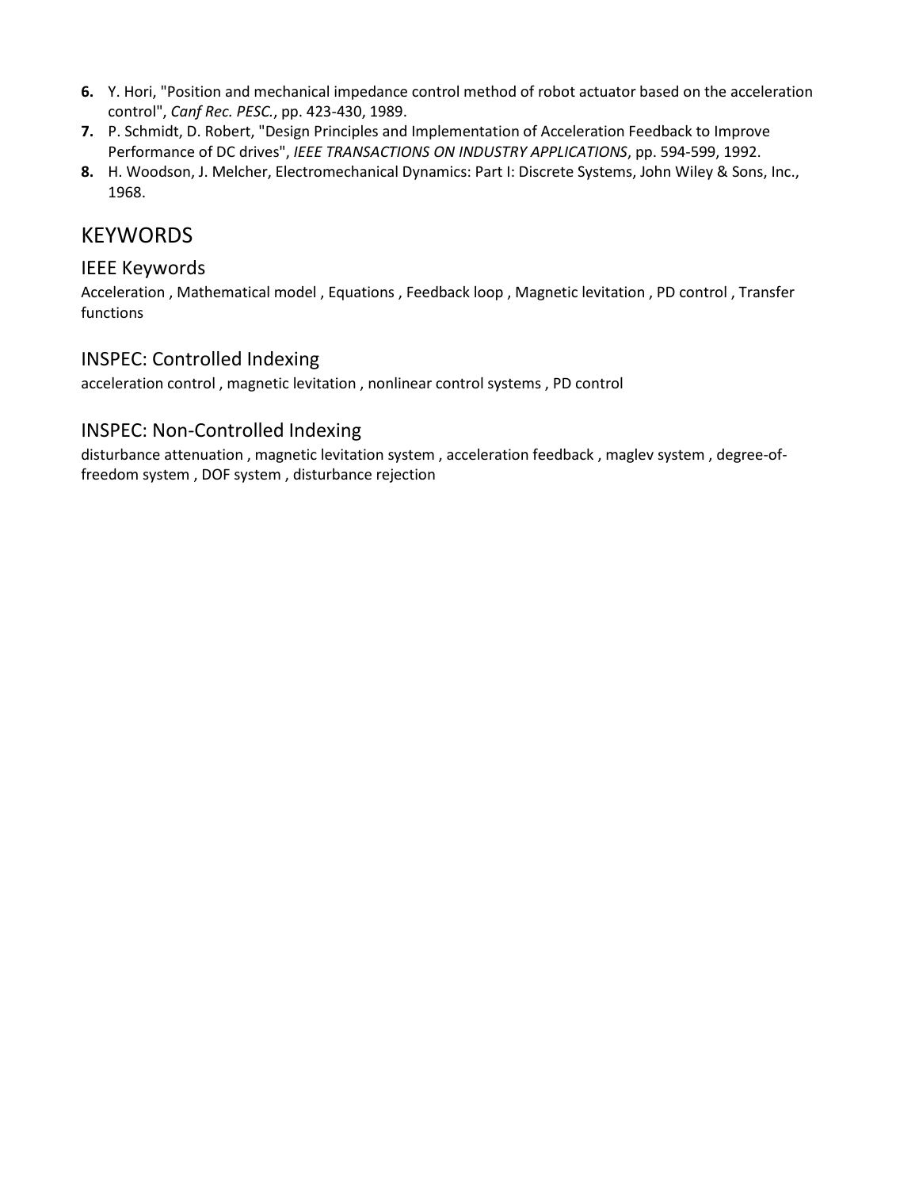6. Y. Hori, "Position and mechanical impedance control method of robot actuator based on the acceleration control", *Canf Rec. PESC.*, pp. 423-430, 1989.
7. P. Schmidt, D. Robert, "Design Principles and Implementation of Acceleration Feedback to Improve Performance of DC drives", *IEEE TRANSACTIONS ON INDUSTRY APPLICATIONS*, pp. 594-599, 1992.
8. H. Woodson, J. Melcher, Electromechanical Dynamics: Part I: Discrete Systems, John Wiley & Sons, Inc., 1968.

# KEYWORDS

## IEEE Keywords

Acceleration , Mathematical model , Equations , Feedback loop , Magnetic levitation , PD control , Transfer functions

## INSPEC: Controlled Indexing

acceleration control , magnetic levitation , nonlinear control systems , PD control

## INSPEC: Non-Controlled Indexing

disturbance attenuation , magnetic levitation system , acceleration feedback , maglev system , degree-of-freedom system , DOF system , disturbance rejection